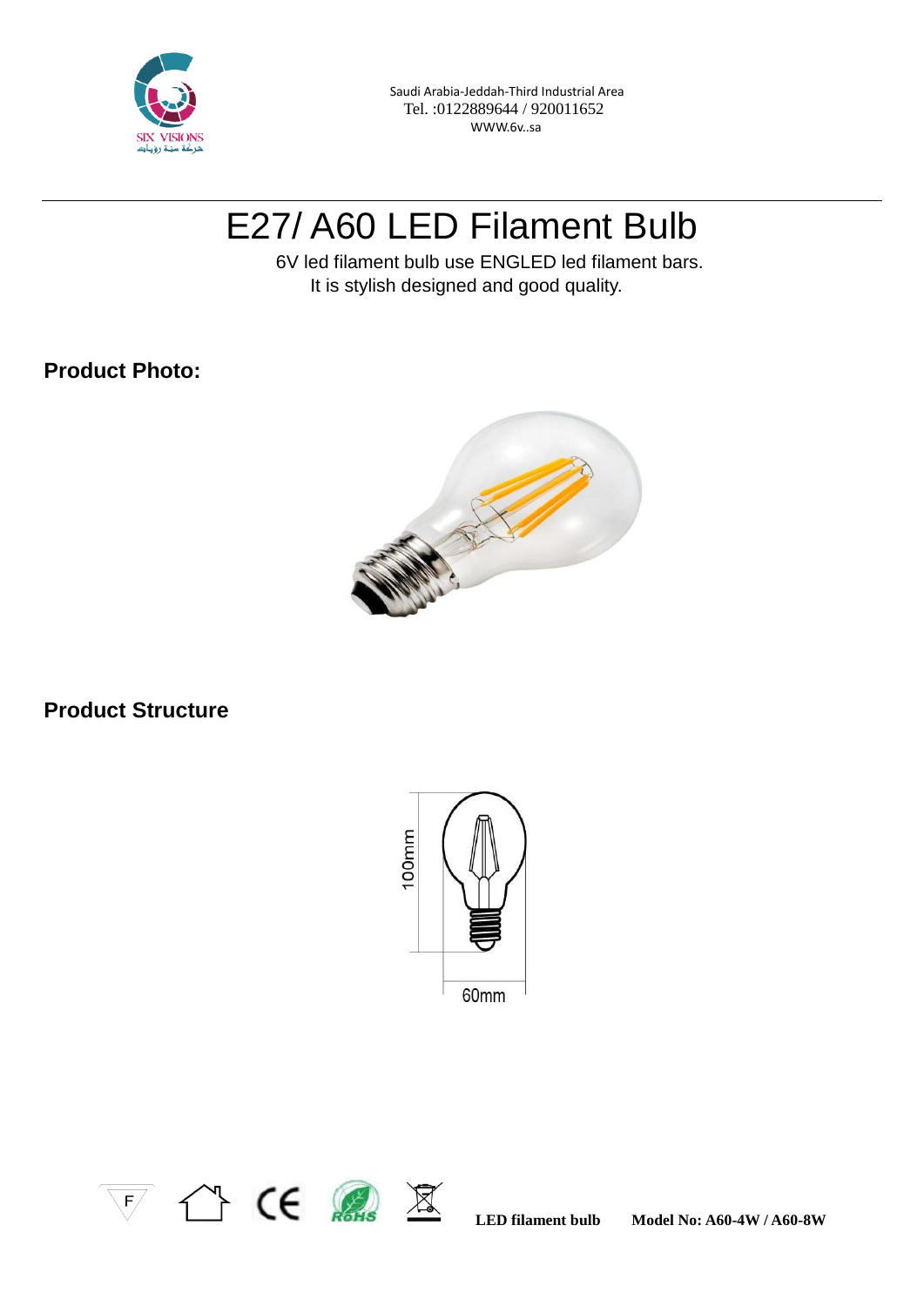Saudi Arabia-Jeddah-Third Industrial Area
Tel. :0122889644 / 920011652
WWW.6v..sa

# E27/ A60 LED Filament Bulb

6V led filament bulb use ENGLED led filament bars.
It is stylish designed and good quality.

## Product Photo:

## Product Structure

100mm

60mm

**LED filament bulb** **Model No: A60-4W / A60-8W**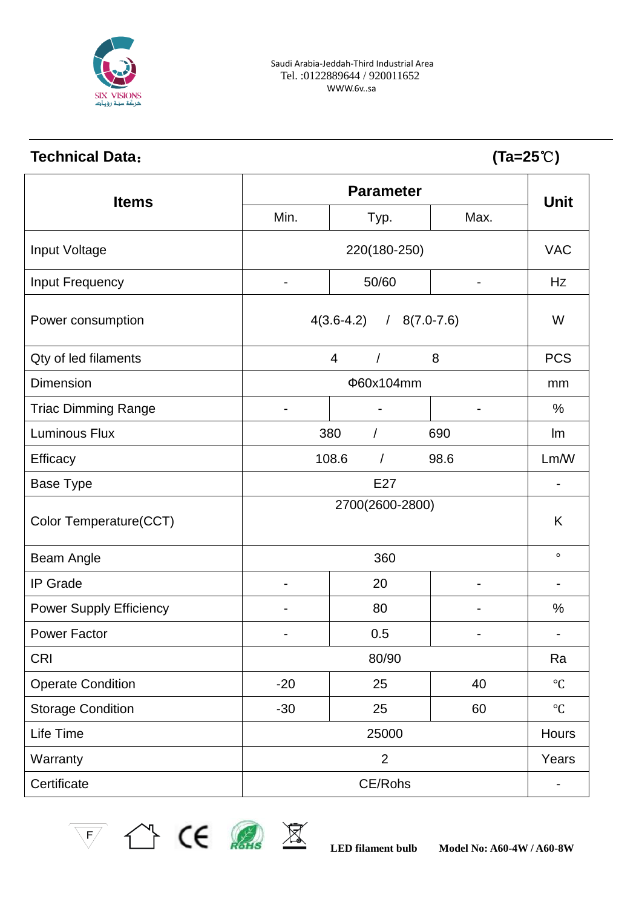SIX VISIONS
حركة ستة رؤيات

Saudi Arabia-Jeddah-Third Industrial Area
Tel. :0122889644 / 920011652
WWW.6v..sa

## Technical Data：

(Ta=25℃)

| Items | Parameter | | | Unit |
|---|---|---|---|---|
| | Min. | Typ. | Max. | |
| Input Voltage | 220(180-250) | | | VAC |
| Input Frequency | - | 50/60 | - | Hz |
| Power consumption | 4(3.6-4.2) / 8(7.0-7.6) | | | W |
| Qty of led filaments | 4 / 8 | | | PCS |
| Dimension | Φ60x104mm | | | mm |
| Triac Dimming Range | - | - | - | % |
| Luminous Flux | 380 / 690 | | | lm |
| Efficacy | 108.6 / 98.6 | | | Lm/W |
| Base Type | E27 | | | - |
| Color Temperature(CCT) | 2700(2600-2800) | | | K |
| Beam Angle | 360 | | | ° |
| IP Grade | - | 20 | - | - |
| Power Supply Efficiency | - | 80 | - | % |
| Power Factor | - | 0.5 | - | - |
| CRI | 80/90 | | | Ra |
| Operate Condition | -20 | 25 | 40 | ℃ |
| Storage Condition | -30 | 25 | 60 | ℃ |
| Life Time | 25000 | | | Hours |
| Warranty | 2 | | | Years |
| Certificate | CE/Rohs | | | - |

F CE RoHS

**LED filament bulb** **Model No: A60-4W / A60-8W**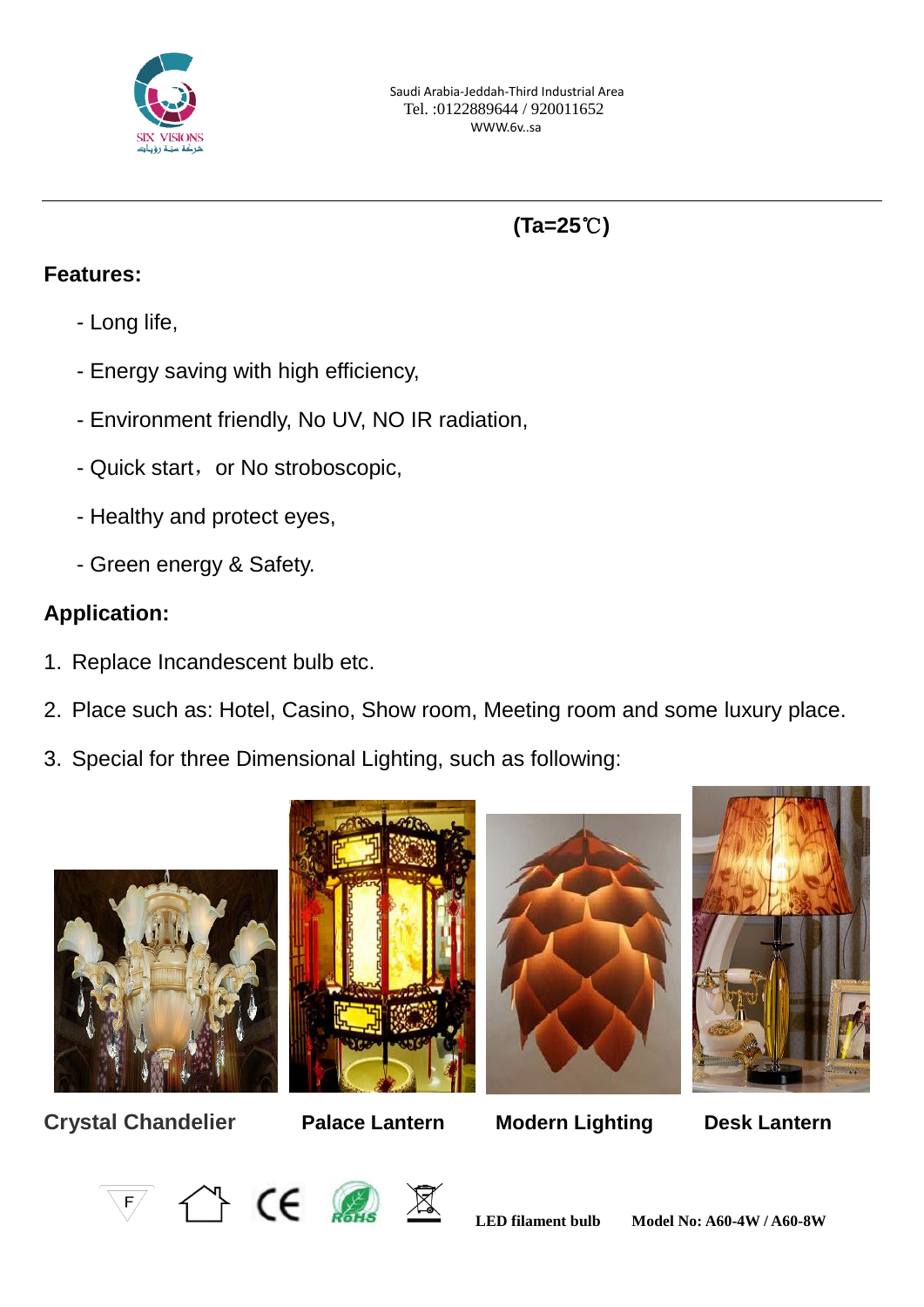(Ta=25℃)

**Features:**

- Long life,
- Energy saving with high efficiency,
- Environment friendly, No UV, NO IR radiation,
- Quick start， or No stroboscopic,
- Healthy and protect eyes,
- Green energy & Safety.

**Application:**

1. Replace Incandescent bulb etc.
2. Place such as: Hotel, Casino, Show room, Meeting room and some luxury place.
3. Special for three Dimensional Lighting, such as following:

**Crystal Chandelier** **Palace Lantern** **Modern Lighting** **Desk Lantern**

**LED filament bulb** **Model No: A60-4W / A60-8W**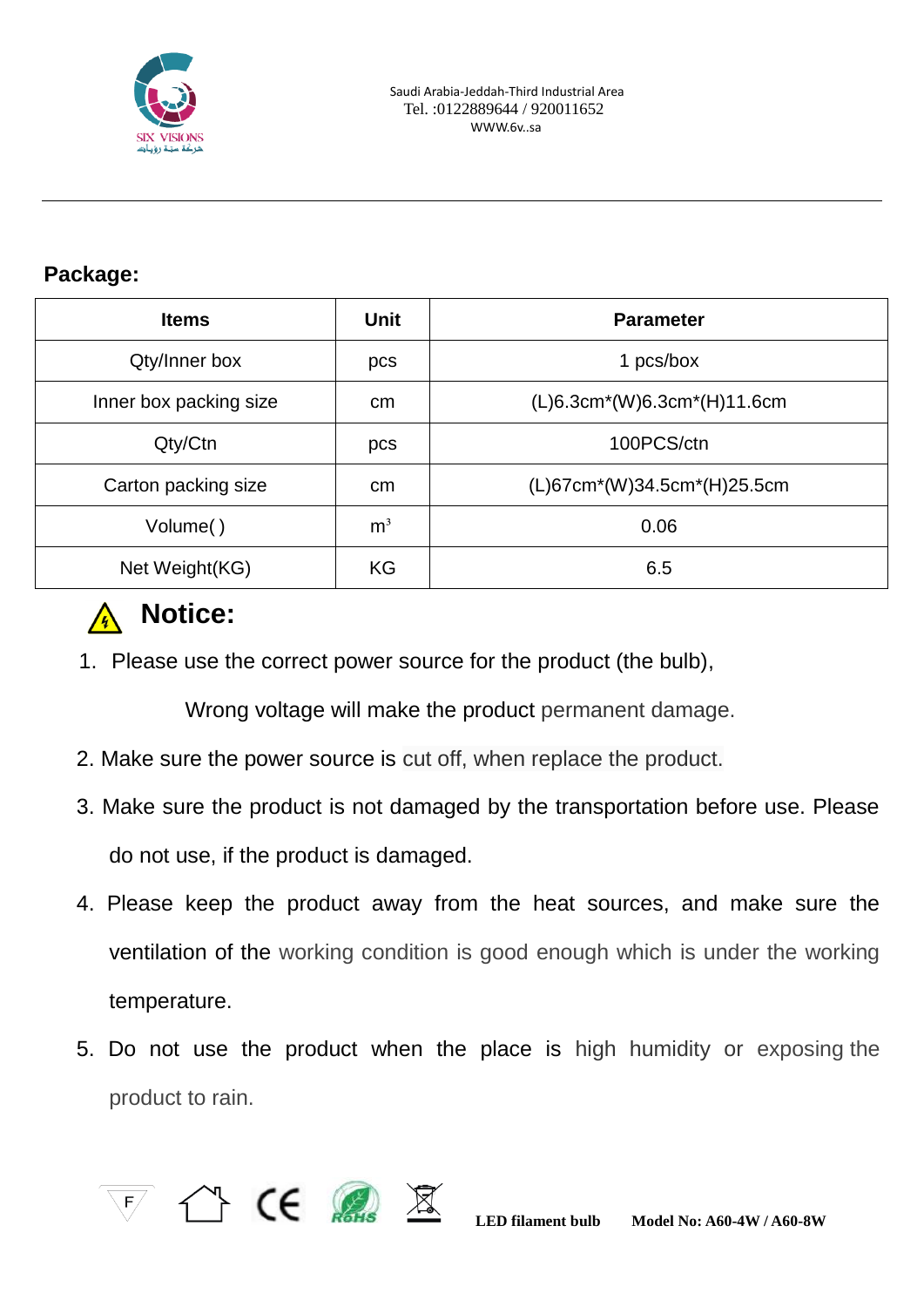## Package:

| Items | Unit | Parameter |
|---|---|---|
| Qty/Inner box | pcs | 1 pcs/box |
| Inner box packing size | cm | (L)6.3cm*(W)6.3cm*(H)11.6cm |
| Qty/Ctn | pcs | 100PCS/ctn |
| Carton packing size | cm | (L)67cm*(W)34.5cm*(H)25.5cm |
| Volume( ) | $m^3$ | 0.06 |
| Net Weight(KG) | KG | 6.5 |

## Notice:

1. Please use the correct power source for the product (the bulb),

   Wrong voltage will make the product permanent damage.

2. Make sure the power source is cut off, when replace the product.
3. Make sure the product is not damaged by the transportation before use. Please do not use, if the product is damaged.
4. Please keep the product away from the heat sources, and make sure the ventilation of the working condition is good enough which is under the working temperature.
5. Do not use the product when the place is high humidity or exposing the product to rain.

F CE RoHS

**LED filament bulb** **Model No: A60-4W / A60-8W**